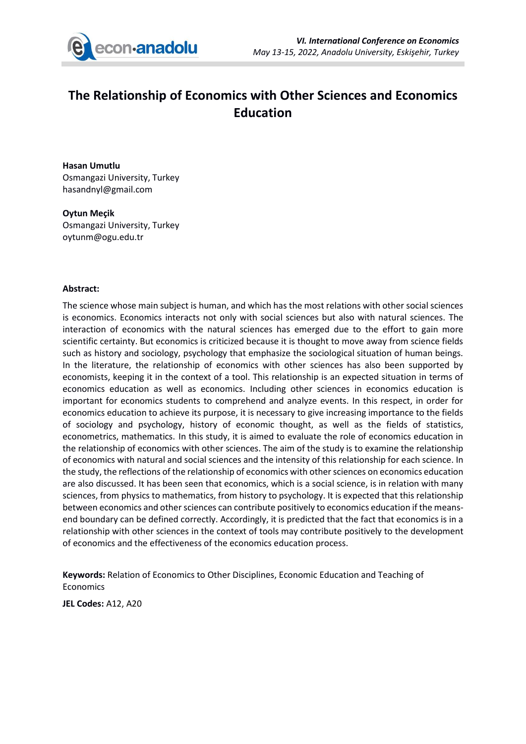# The Relationship of Economics with Other Sciences and Economics Education

**Hasan Umutlu**
Osmangazi University, Turkey
hasandnyl@gmail.com

**Oytun Meçik**
Osmangazi University, Turkey
oytunm@ogu.edu.tr

**Abstract:**

The science whose main subject is human, and which has the most relations with other social sciences is economics. Economics interacts not only with social sciences but also with natural sciences. The interaction of economics with the natural sciences has emerged due to the effort to gain more scientific certainty. But economics is criticized because it is thought to move away from science fields such as history and sociology, psychology that emphasize the sociological situation of human beings. In the literature, the relationship of economics with other sciences has also been supported by economists, keeping it in the context of a tool. This relationship is an expected situation in terms of economics education as well as economics. Including other sciences in economics education is important for economics students to comprehend and analyze events. In this respect, in order for economics education to achieve its purpose, it is necessary to give increasing importance to the fields of sociology and psychology, history of economic thought, as well as the fields of statistics, econometrics, mathematics. In this study, it is aimed to evaluate the role of economics education in the relationship of economics with other sciences. The aim of the study is to examine the relationship of economics with natural and social sciences and the intensity of this relationship for each science. In the study, the reflections of the relationship of economics with other sciences on economics education are also discussed. It has been seen that economics, which is a social science, is in relation with many sciences, from physics to mathematics, from history to psychology. It is expected that this relationship between economics and other sciences can contribute positively to economics education if the means-end boundary can be defined correctly. Accordingly, it is predicted that the fact that economics is in a relationship with other sciences in the context of tools may contribute positively to the development of economics and the effectiveness of the economics education process.

**Keywords:** Relation of Economics to Other Disciplines, Economic Education and Teaching of Economics

**JEL Codes:** A12, A20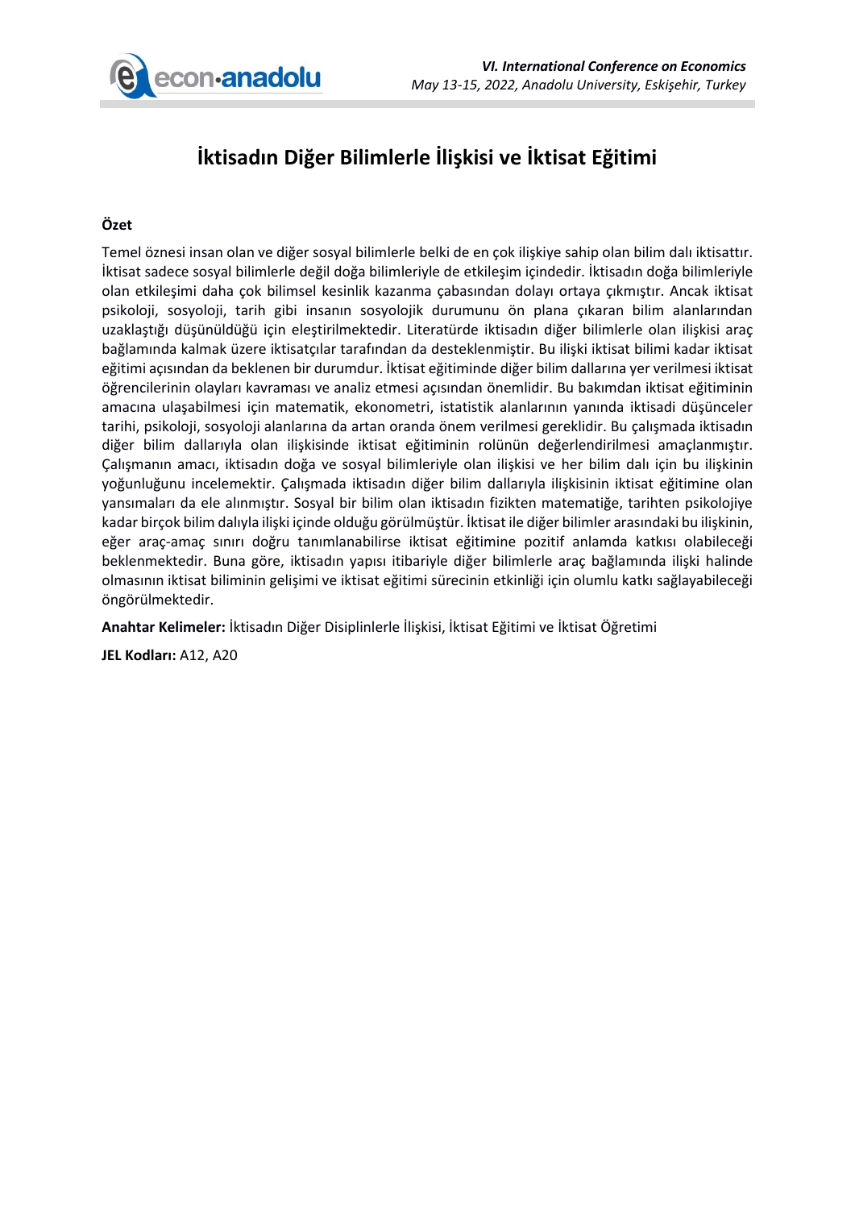# İktisadın Diğer Bilimlerle İlişkisi ve İktisat Eğitimi

**Özet**

Temel öznesi insan olan ve diğer sosyal bilimlerle belki de en çok ilişkiye sahip olan bilim dalı iktisattır. İktisat sadece sosyal bilimlerle değil doğa bilimleriyle de etkileşim içindedir. İktisadın doğa bilimleriyle olan etkileşimi daha çok bilimsel kesinlik kazanma çabasından dolayı ortaya çıkmıştır. Ancak iktisat psikoloji, sosyoloji, tarih gibi insanın sosyolojik durumunu ön plana çıkaran bilim alanlarından uzaklaştığı düşünüldüğü için eleştirilmektedir. Literatürde iktisadın diğer bilimlerle olan ilişkisi araç bağlamında kalmak üzere iktisatçılar tarafından da desteklenmiştir. Bu ilişki iktisat bilimi kadar iktisat eğitimi açısından da beklenen bir durumdur. İktisat eğitiminde diğer bilim dallarına yer verilmesi iktisat öğrencilerinin olayları kavraması ve analiz etmesi açısından önemlidir. Bu bakımdan iktisat eğitiminin amacına ulaşabilmesi için matematik, ekonometri, istatistik alanlarının yanında iktisadi düşünceler tarihi, psikoloji, sosyoloji alanlarına da artan oranda önem verilmesi gereklidir. Bu çalışmada iktisadın diğer bilim dallarıyla olan ilişkisinde iktisat eğitiminin rolünün değerlendirilmesi amaçlanmıştır. Çalışmanın amacı, iktisadın doğa ve sosyal bilimleriyle olan ilişkisi ve her bilim dalı için bu ilişkinin yoğunluğunu incelemektir. Çalışmada iktisadın diğer bilim dallarıyla ilişkisinin iktisat eğitimine olan yansımaları da ele alınmıştır. Sosyal bir bilim olan iktisadın fizikten matematiğe, tarihten psikolojiye kadar birçok bilim dalıyla ilişki içinde olduğu görülmüştür. İktisat ile diğer bilimler arasındaki bu ilişkinin, eğer araç-amaç sınırı doğru tanımlanabilirse iktisat eğitimine pozitif anlamda katkısı olabileceği beklenmektedir. Buna göre, iktisadın yapısı itibariyle diğer bilimlerle araç bağlamında ilişki halinde olmasının iktisat biliminin gelişimi ve iktisat eğitimi sürecinin etkinliği için olumlu katkı sağlayabileceği öngörülmektedir.

**Anahtar Kelimeler:** İktisadın Diğer Disiplinlerle İlişkisi, İktisat Eğitimi ve İktisat Öğretimi

**JEL Kodları:** A12, A20